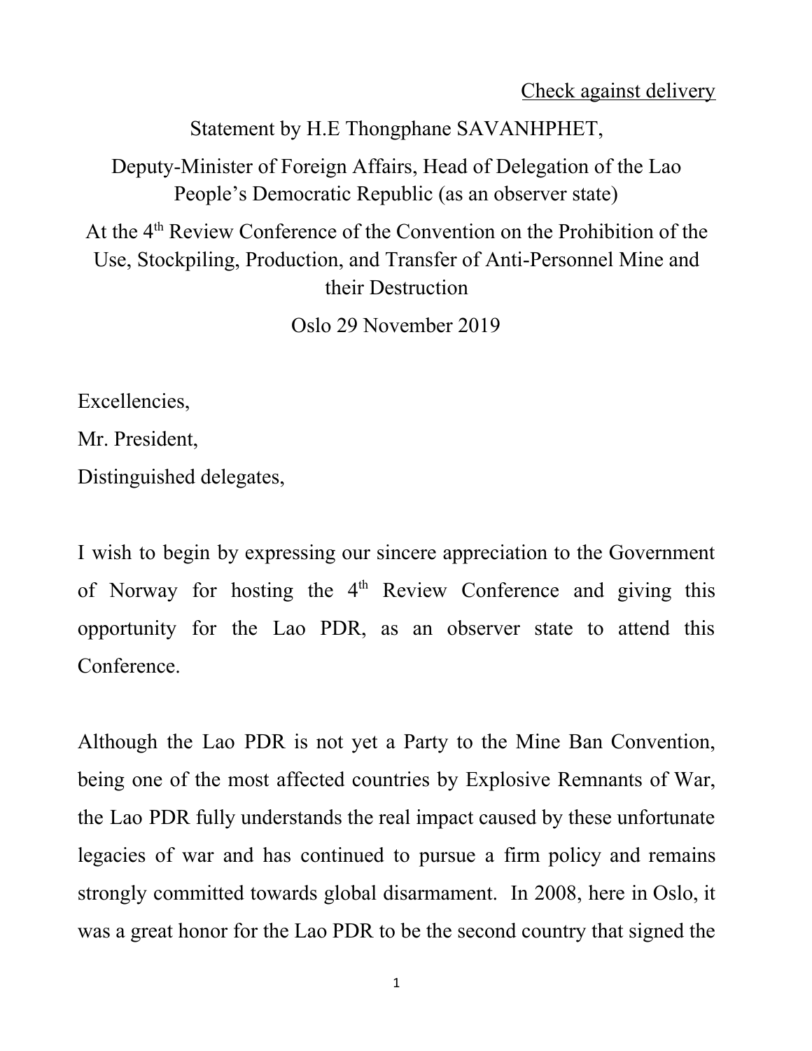<u>Check against delivery</u>

Statement by H.E Thongphane SAVANHPHET,

Deputy-Minister of Foreign Affairs, Head of Delegation of the Lao People's Democratic Republic (as an observer state)

At the 4th Review Conference of the Convention on the Prohibition of the Use, Stockpiling, Production, and Transfer of Anti-Personnel Mine and their Destruction

Oslo 29 November 2019

Excellencies,

Mr. President,

Distinguished delegates,

I wish to begin by expressing our sincere appreciation to the Government of Norway for hosting the 4th Review Conference and giving this opportunity for the Lao PDR, as an observer state to attend this Conference.

Although the Lao PDR is not yet a Party to the Mine Ban Convention, being one of the most affected countries by Explosive Remnants of War, the Lao PDR fully understands the real impact caused by these unfortunate legacies of war and has continued to pursue a firm policy and remains strongly committed towards global disarmament. In 2008, here in Oslo, it was a great honor for the Lao PDR to be the second country that signed the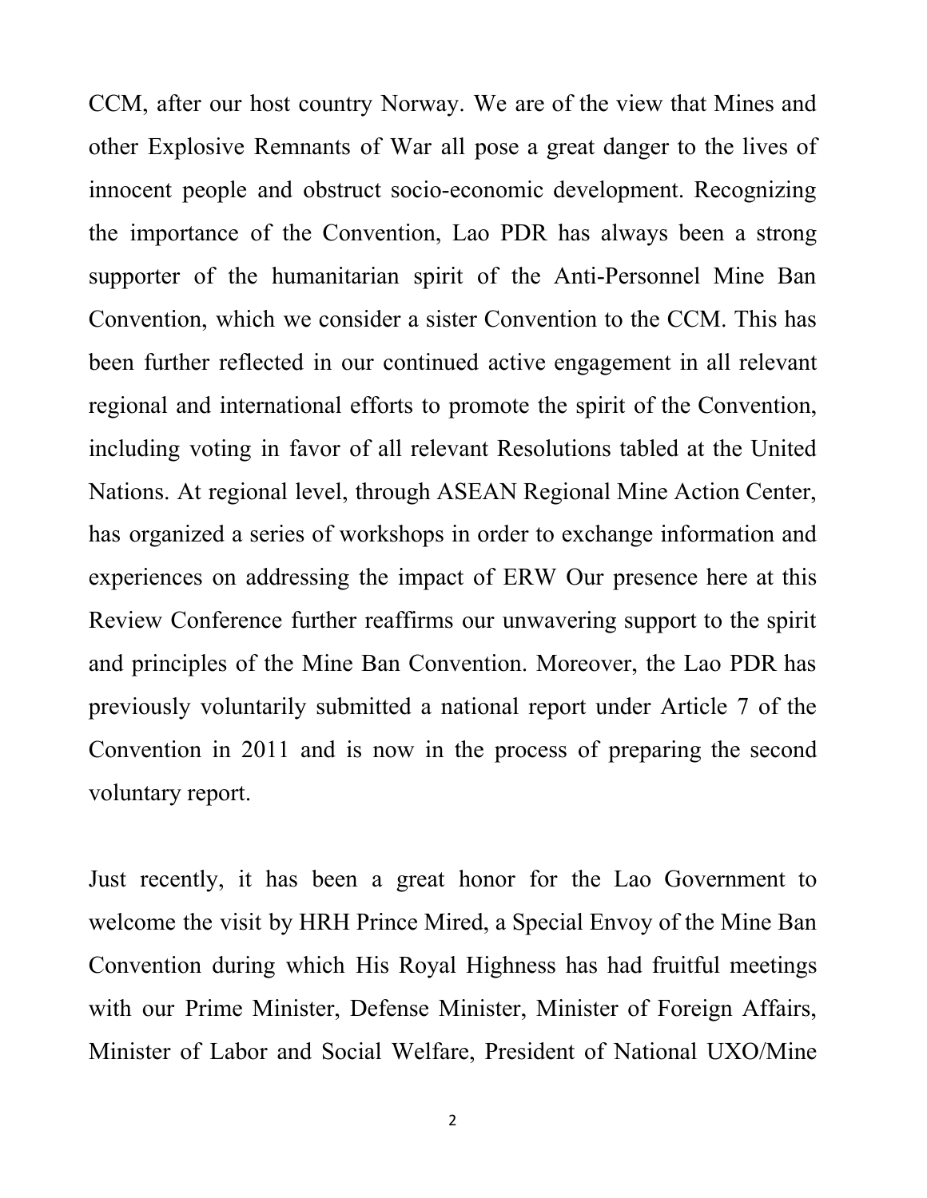CCM, after our host country Norway. We are of the view that Mines and other Explosive Remnants of War all pose a great danger to the lives of innocent people and obstruct socio-economic development. Recognizing the importance of the Convention, Lao PDR has always been a strong supporter of the humanitarian spirit of the Anti-Personnel Mine Ban Convention, which we consider a sister Convention to the CCM. This has been further reflected in our continued active engagement in all relevant regional and international efforts to promote the spirit of the Convention, including voting in favor of all relevant Resolutions tabled at the United Nations. At regional level, through ASEAN Regional Mine Action Center, has organized a series of workshops in order to exchange information and experiences on addressing the impact of ERW Our presence here at this Review Conference further reaffirms our unwavering support to the spirit and principles of the Mine Ban Convention. Moreover, the Lao PDR has previously voluntarily submitted a national report under Article 7 of the Convention in 2011 and is now in the process of preparing the second voluntary report.

Just recently, it has been a great honor for the Lao Government to welcome the visit by HRH Prince Mired, a Special Envoy of the Mine Ban Convention during which His Royal Highness has had fruitful meetings with our Prime Minister, Defense Minister, Minister of Foreign Affairs, Minister of Labor and Social Welfare, President of National UXO/Mine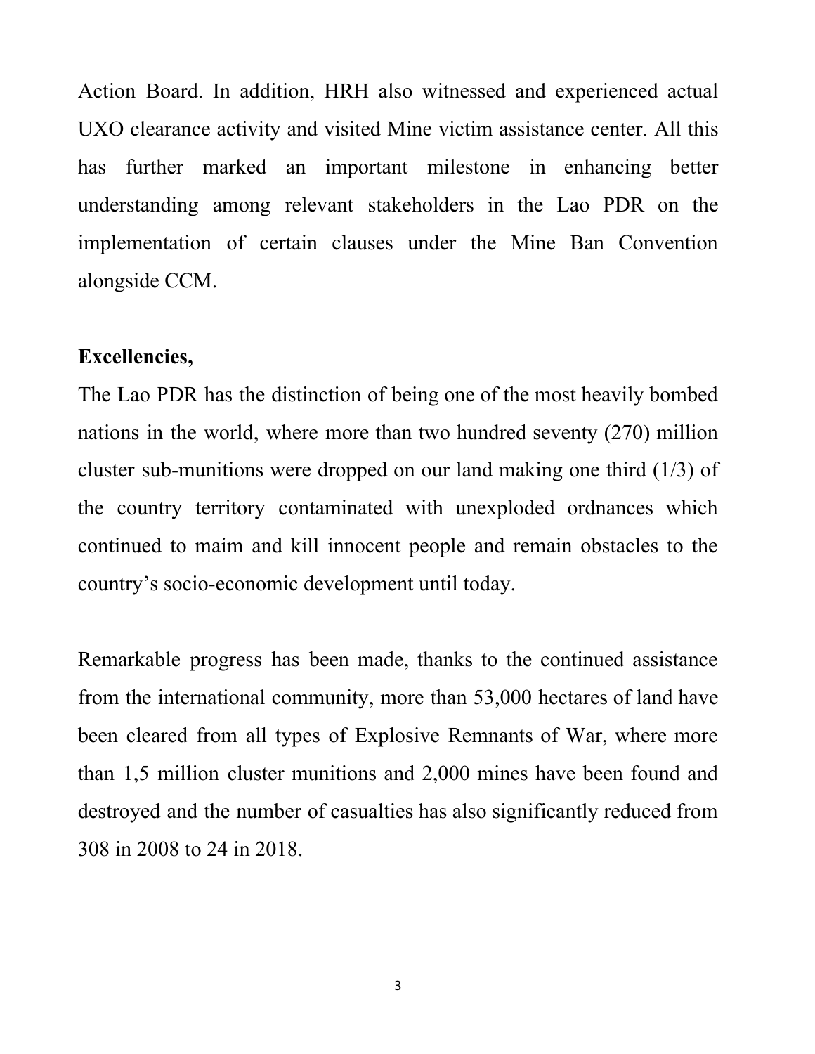Action Board. In addition, HRH also witnessed and experienced actual UXO clearance activity and visited Mine victim assistance center. All this has further marked an important milestone in enhancing better understanding among relevant stakeholders in the Lao PDR on the implementation of certain clauses under the Mine Ban Convention alongside CCM.

**Excellencies,**

The Lao PDR has the distinction of being one of the most heavily bombed nations in the world, where more than two hundred seventy (270) million cluster sub-munitions were dropped on our land making one third (1/3) of the country territory contaminated with unexploded ordnances which continued to maim and kill innocent people and remain obstacles to the country's socio-economic development until today.

Remarkable progress has been made, thanks to the continued assistance from the international community, more than 53,000 hectares of land have been cleared from all types of Explosive Remnants of War, where more than 1,5 million cluster munitions and 2,000 mines have been found and destroyed and the number of casualties has also significantly reduced from 308 in 2008 to 24 in 2018.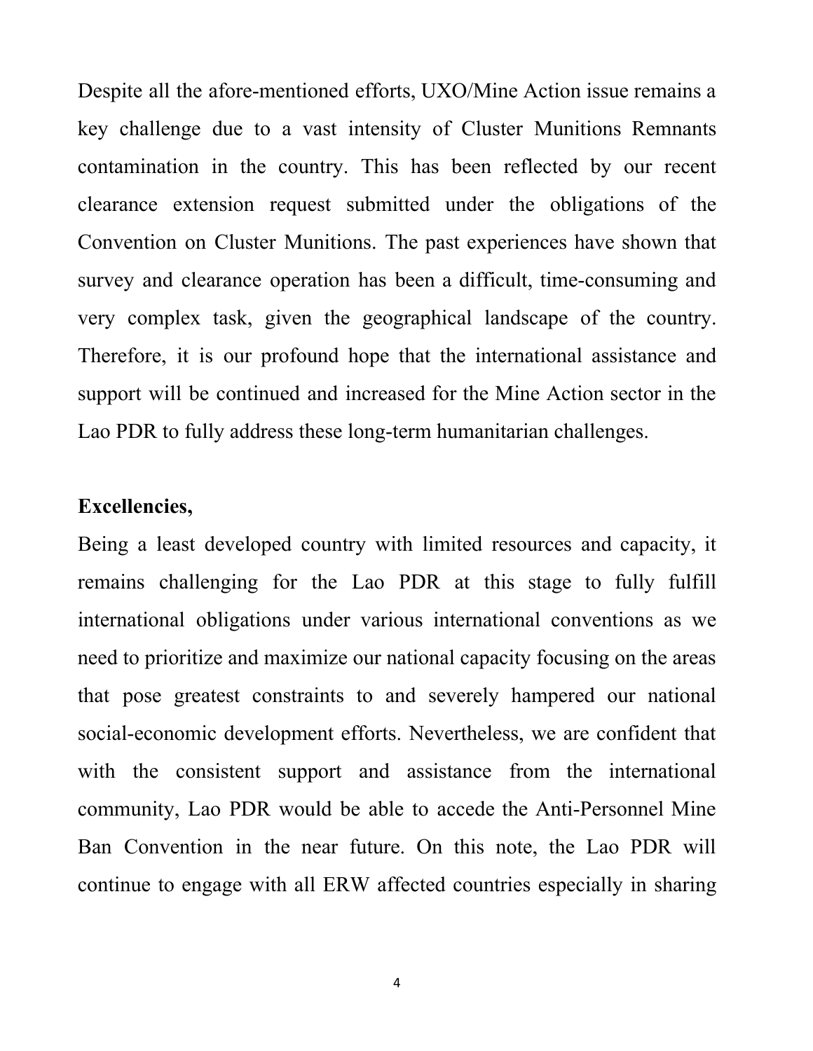Despite all the afore-mentioned efforts, UXO/Mine Action issue remains a key challenge due to a vast intensity of Cluster Munitions Remnants contamination in the country. This has been reflected by our recent clearance extension request submitted under the obligations of the Convention on Cluster Munitions. The past experiences have shown that survey and clearance operation has been a difficult, time-consuming and very complex task, given the geographical landscape of the country. Therefore, it is our profound hope that the international assistance and support will be continued and increased for the Mine Action sector in the Lao PDR to fully address these long-term humanitarian challenges.

**Excellencies,**

Being a least developed country with limited resources and capacity, it remains challenging for the Lao PDR at this stage to fully fulfill international obligations under various international conventions as we need to prioritize and maximize our national capacity focusing on the areas that pose greatest constraints to and severely hampered our national social-economic development efforts. Nevertheless, we are confident that with the consistent support and assistance from the international community, Lao PDR would be able to accede the Anti-Personnel Mine Ban Convention in the near future. On this note, the Lao PDR will continue to engage with all ERW affected countries especially in sharing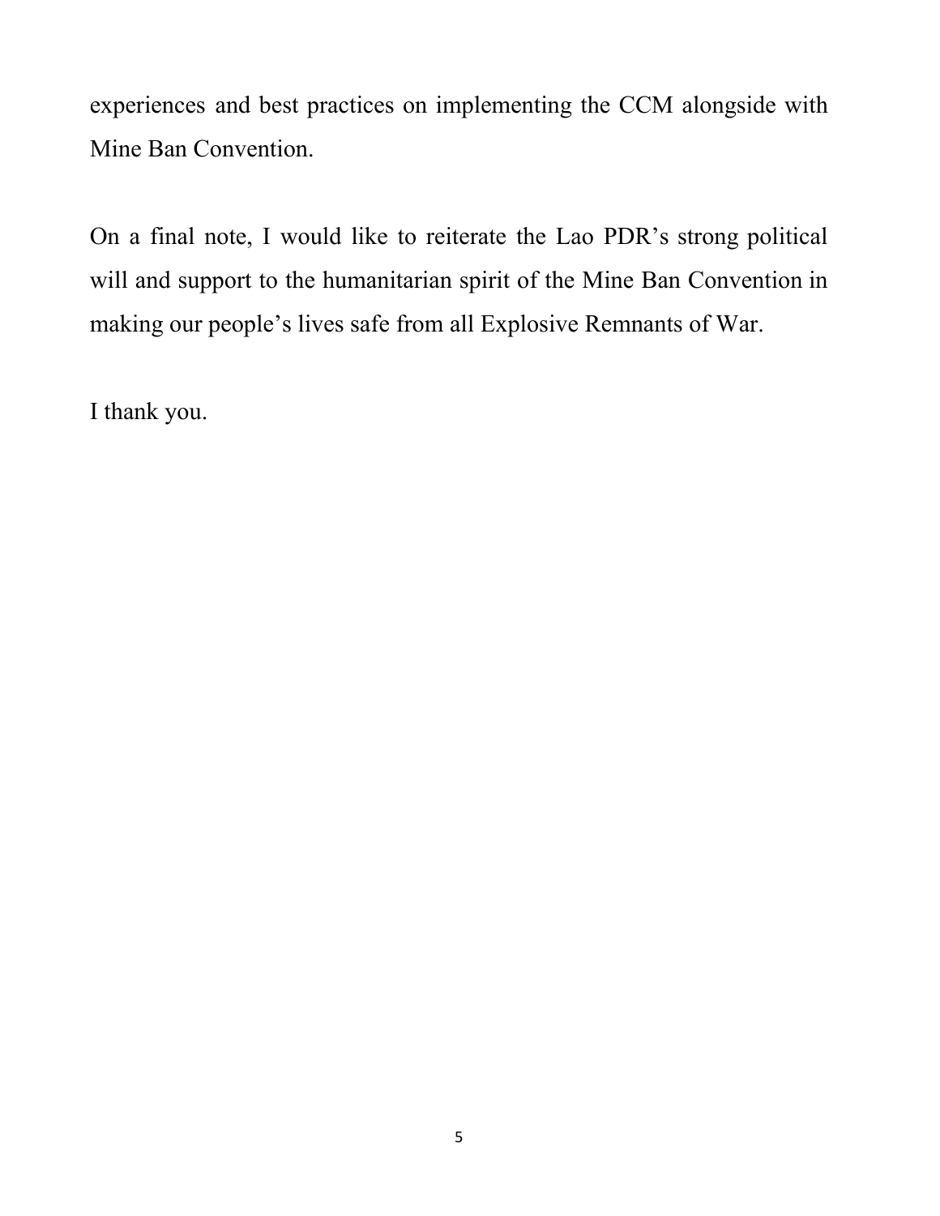experiences and best practices on implementing the CCM alongside with Mine Ban Convention.

On a final note, I would like to reiterate the Lao PDR's strong political will and support to the humanitarian spirit of the Mine Ban Convention in making our people's lives safe from all Explosive Remnants of War.

I thank you.